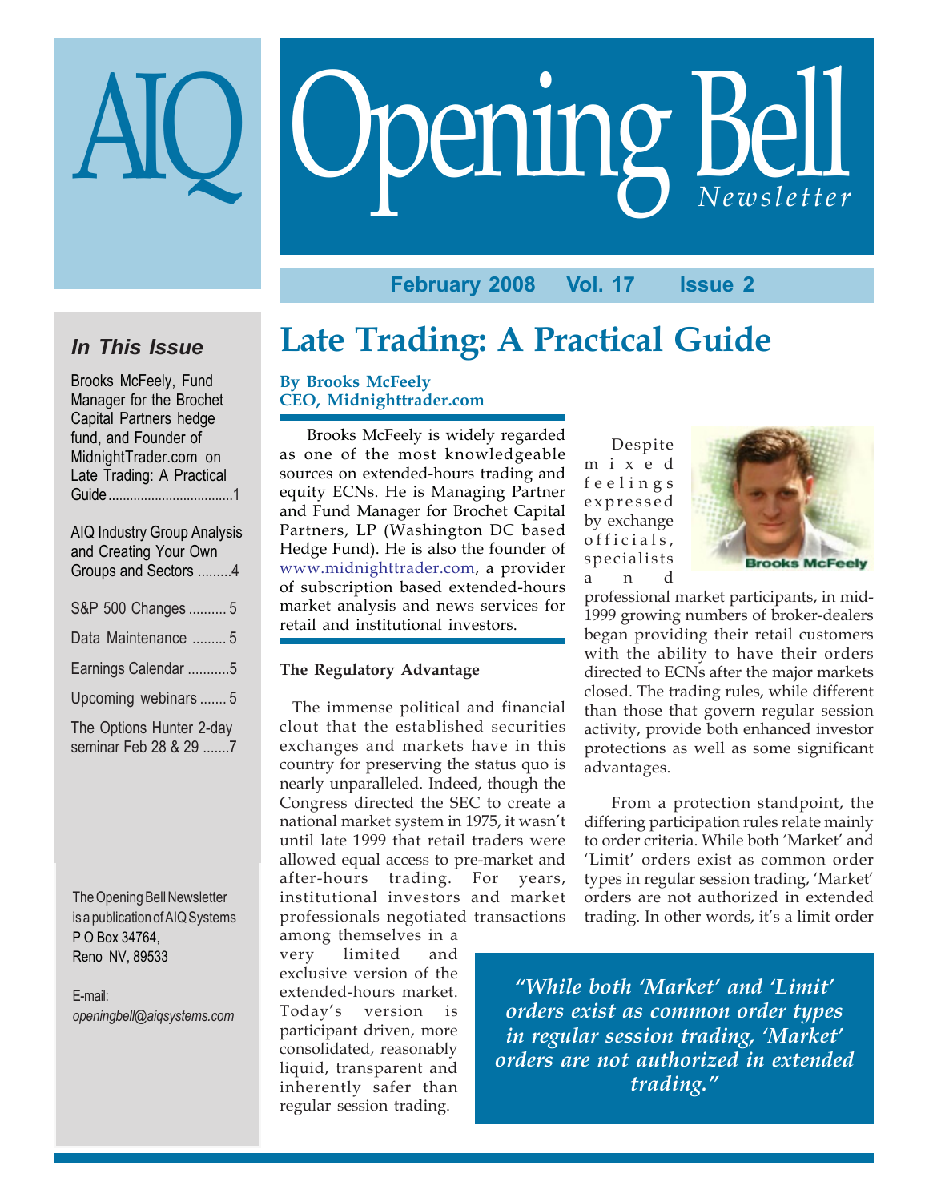# AIQ Opening Bell *Newsletter*

**February 2008 Vol. 17 Issue 2**

### *In This Issue*

Brooks McFeely, Fund Manager for the Brochet Capital Partners hedge fund, and Founder of MidnightTrader.com on Late Trading: A Practical Guide .................................. 1

AIQ Industry Group Analysis and Creating Your Own Groups and Sectors ......... 4

S&P 500 Changes .......... 5

Data Maintenance ......... 5

Earnings Calendar ........... 5

Upcoming webinars ....... 5

The Options Hunter 2-day seminar Feb 28 & 29 ....... 7

The Opening Bell Newsletter is a publication of AIQ Systems
P O Box 34764,
Reno NV, 89533

E-mail:
*openingbell@aiqsystems.com*

# Late Trading: A Practical Guide

**By Brooks McFeely**
**CEO, Midnighttrader.com**

Brooks McFeely is widely regarded as one of the most knowledgeable sources on extended-hours trading and equity ECNs. He is Managing Partner and Fund Manager for Brochet Capital Partners, LP (Washington DC based Hedge Fund). He is also the founder of www.midnighttrader.com, a provider of subscription based extended-hours market analysis and news services for retail and institutional investors.

**The Regulatory Advantage**

The immense political and financial clout that the established securities exchanges and markets have in this country for preserving the status quo is nearly unparalleled. Indeed, though the Congress directed the SEC to create a national market system in 1975, it wasn't until late 1999 that retail traders were allowed equal access to pre-market and after-hours trading. For years, institutional investors and market professionals negotiated transactions among themselves in a very limited and exclusive version of the extended-hours market. Today's version is participant driven, more consolidated, reasonably liquid, transparent and inherently safer than regular session trading.

Despite mixed feelings expressed by exchange officials, specialists and professional market participants, in mid-1999 growing numbers of broker-dealers began providing their retail customers with the ability to have their orders directed to ECNs after the major markets closed. The trading rules, while different than those that govern regular session activity, provide both enhanced investor protections as well as some significant advantages.

From a protection standpoint, the differing participation rules relate mainly to order criteria. While both 'Market' and 'Limit' orders exist as common order types in regular session trading, 'Market' orders are not authorized in extended trading. In other words, it's a limit order

> *"While both 'Market' and 'Limit' orders exist as common order types in regular session trading, 'Market' orders are not authorized in extended trading."*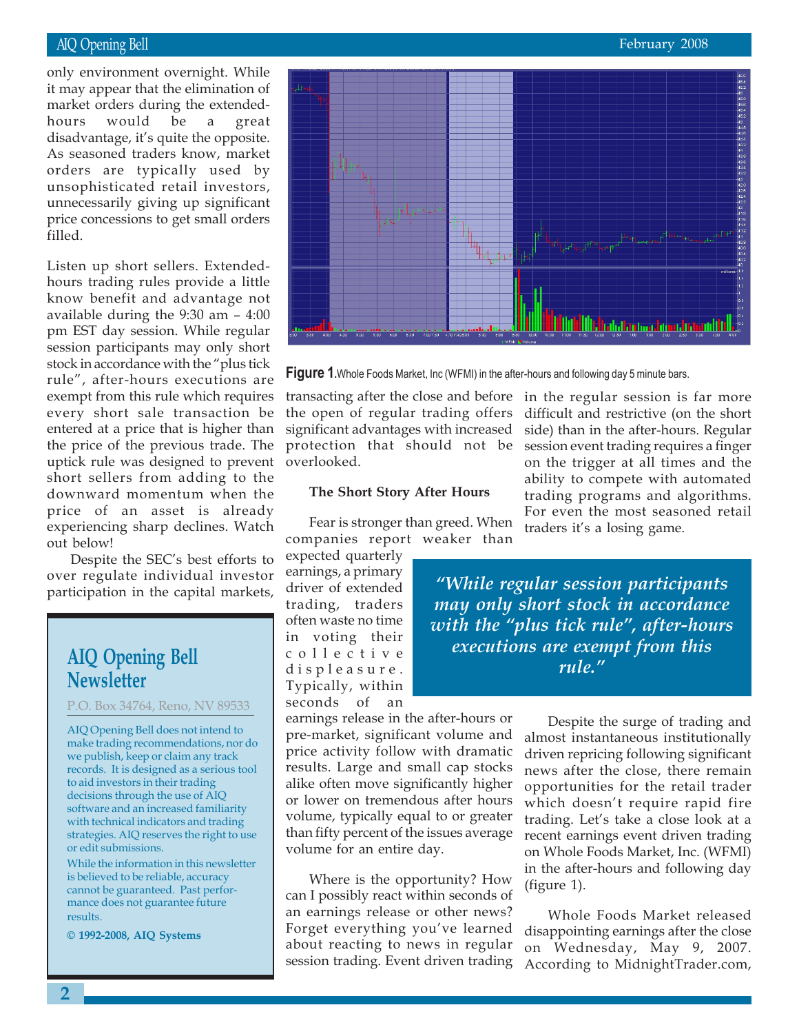only environment overnight. While it may appear that the elimination of market orders during the extended-hours would be a great disadvantage, it's quite the opposite. As seasoned traders know, market orders are typically used by unsophisticated retail investors, unnecessarily giving up significant price concessions to get small orders filled.

Listen up short sellers. Extended-hours trading rules provide a little know benefit and advantage not available during the 9:30 am – 4:00 pm EST day session. While regular session participants may only short stock in accordance with the "plus tick rule", after-hours executions are exempt from this rule which requires every short sale transaction be entered at a price that is higher than the price of the previous trade. The uptick rule was designed to prevent short sellers from adding to the downward momentum when the price of an asset is already experiencing sharp declines. Watch out below!

Despite the SEC's best efforts to over regulate individual investor participation in the capital markets, transacting after the close and before the open of regular trading offers significant advantages with increased protection that should not be overlooked.

**Figure 1.** Whole Foods Market, Inc (WFMI) in the after-hours and following day 5 minute bars.

### The Short Story After Hours

Fear is stronger than greed. When companies report weaker than expected quarterly earnings, a primary driver of extended trading, traders often waste no time in voting their collective displeasure. Typically, within seconds of an earnings release in the after-hours or pre-market, significant volume and price activity follow with dramatic results. Large and small cap stocks alike often move significantly higher or lower on tremendous after hours volume, typically equal to or greater than fifty percent of the issues average volume for an entire day.

Where is the opportunity? How can I possibly react within seconds of an earnings release or other news? Forget everything you've learned about reacting to news in regular session trading. Event driven trading in the regular session is far more difficult and restrictive (on the short side) than in the after-hours. Regular session event trading requires a finger on the trigger at all times and the ability to compete with automated trading programs and algorithms. For even the most seasoned retail traders it's a losing game.

> *"While regular session participants may only short stock in accordance with the "plus tick rule", after-hours executions are exempt from this rule."*

Despite the surge of trading and almost instantaneous institutionally driven repricing following significant news after the close, there remain opportunities for the retail trader which doesn't require rapid fire trading. Let's take a close look at a recent earnings event driven trading on Whole Foods Market, Inc. (WFMI) in the after-hours and following day (figure 1).

Whole Foods Market released disappointing earnings after the close on Wednesday, May 9, 2007. According to MidnightTrader.com,

---

## AIQ Opening Bell Newsletter

P.O. Box 34764, Reno, NV 89533

AIQ Opening Bell does not intend to make trading recommendations, nor do we publish, keep or claim any track records. It is designed as a serious tool to aid investors in their trading decisions through the use of AIQ software and an increased familiarity with technical indicators and trading strategies. AIQ reserves the right to use or edit submissions.

While the information in this newsletter is believed to be reliable, accuracy cannot be guaranteed. Past performance does not guarantee future results.

**© 1992-2008, AIQ Systems**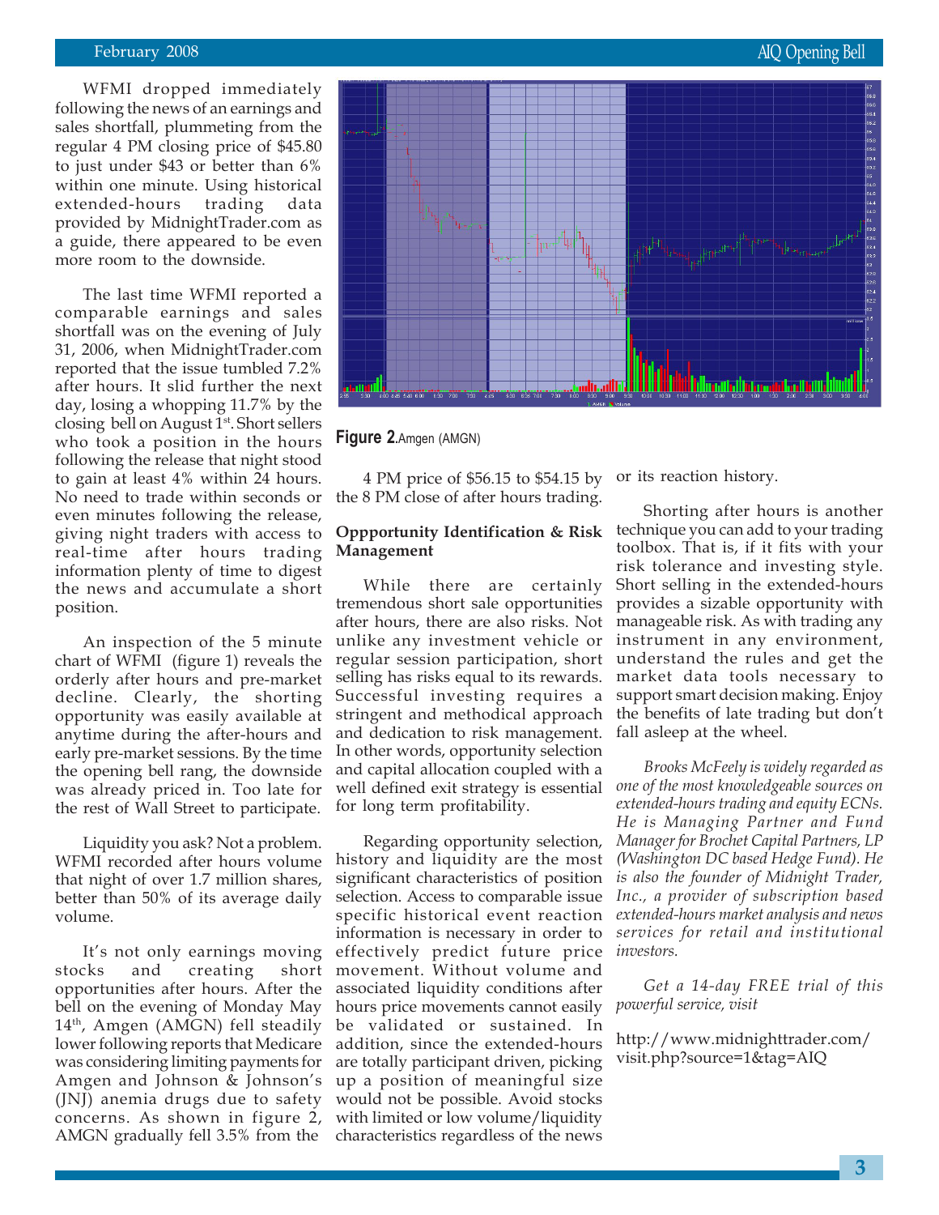WFMI dropped immediately following the news of an earnings and sales shortfall, plummeting from the regular 4 PM closing price of $45.80 to just under $43 or better than 6% within one minute. Using historical extended-hours trading data provided by MidnightTrader.com as a guide, there appeared to be even more room to the downside.

The last time WFMI reported a comparable earnings and sales shortfall was on the evening of July 31, 2006, when MidnightTrader.com reported that the issue tumbled 7.2% after hours. It slid further the next day, losing a whopping 11.7% by the closing bell on August 1st. Short sellers who took a position in the hours following the release that night stood to gain at least 4% within 24 hours. No need to trade within seconds or even minutes following the release, giving night traders with access to real-time after hours trading information plenty of time to digest the news and accumulate a short position.

An inspection of the 5 minute chart of WFMI (figure 1) reveals the orderly after hours and pre-market decline. Clearly, the shorting opportunity was easily available at anytime during the after-hours and early pre-market sessions. By the time the opening bell rang, the downside was already priced in. Too late for the rest of Wall Street to participate.

Liquidity you ask? Not a problem. WFMI recorded after hours volume that night of over 1.7 million shares, better than 50% of its average daily volume.

It's not only earnings moving stocks and creating short opportunities after hours. After the bell on the evening of Monday May 14th, Amgen (AMGN) fell steadily lower following reports that Medicare was considering limiting payments for Amgen and Johnson & Johnson's (JNJ) anemia drugs due to safety concerns. As shown in figure 2, AMGN gradually fell 3.5% from the 4 PM price of $56.15 to $54.15 by the 8 PM close of after hours trading.

**Figure 2.** Amgen (AMGN)

## Oppportunity Identification & Risk Management

While there are certainly tremendous short sale opportunities after hours, there are also risks. Not unlike any investment vehicle or regular session participation, short selling has risks equal to its rewards. Successful investing requires a stringent and methodical approach and dedication to risk management. In other words, opportunity selection and capital allocation coupled with a well defined exit strategy is essential for long term profitability.

Regarding opportunity selection, history and liquidity are the most significant characteristics of position selection. Access to comparable issue specific historical event reaction information is necessary in order to effectively predict future price movement. Without volume and associated liquidity conditions after hours price movements cannot easily be validated or sustained. In addition, since the extended-hours are totally participant driven, picking up a position of meaningful size would not be possible. Avoid stocks with limited or low volume/liquidity characteristics regardless of the news or its reaction history.

Shorting after hours is another technique you can add to your trading toolbox. That is, if it fits with your risk tolerance and investing style. Short selling in the extended-hours provides a sizable opportunity with manageable risk. As with trading any instrument in any environment, understand the rules and get the market data tools necessary to support smart decision making. Enjoy the benefits of late trading but don't fall asleep at the wheel.

*Brooks McFeely is widely regarded as one of the most knowledgeable sources on extended-hours trading and equity ECNs. He is Managing Partner and Fund Manager for Brochet Capital Partners, LP (Washington DC based Hedge Fund). He is also the founder of Midnight Trader, Inc., a provider of subscription based extended-hours market analysis and news services for retail and institutional investors.*

*Get a 14-day FREE trial of this powerful service, visit*

http://www.midnighttrader.com/visit.php?source=1&tag=AIQ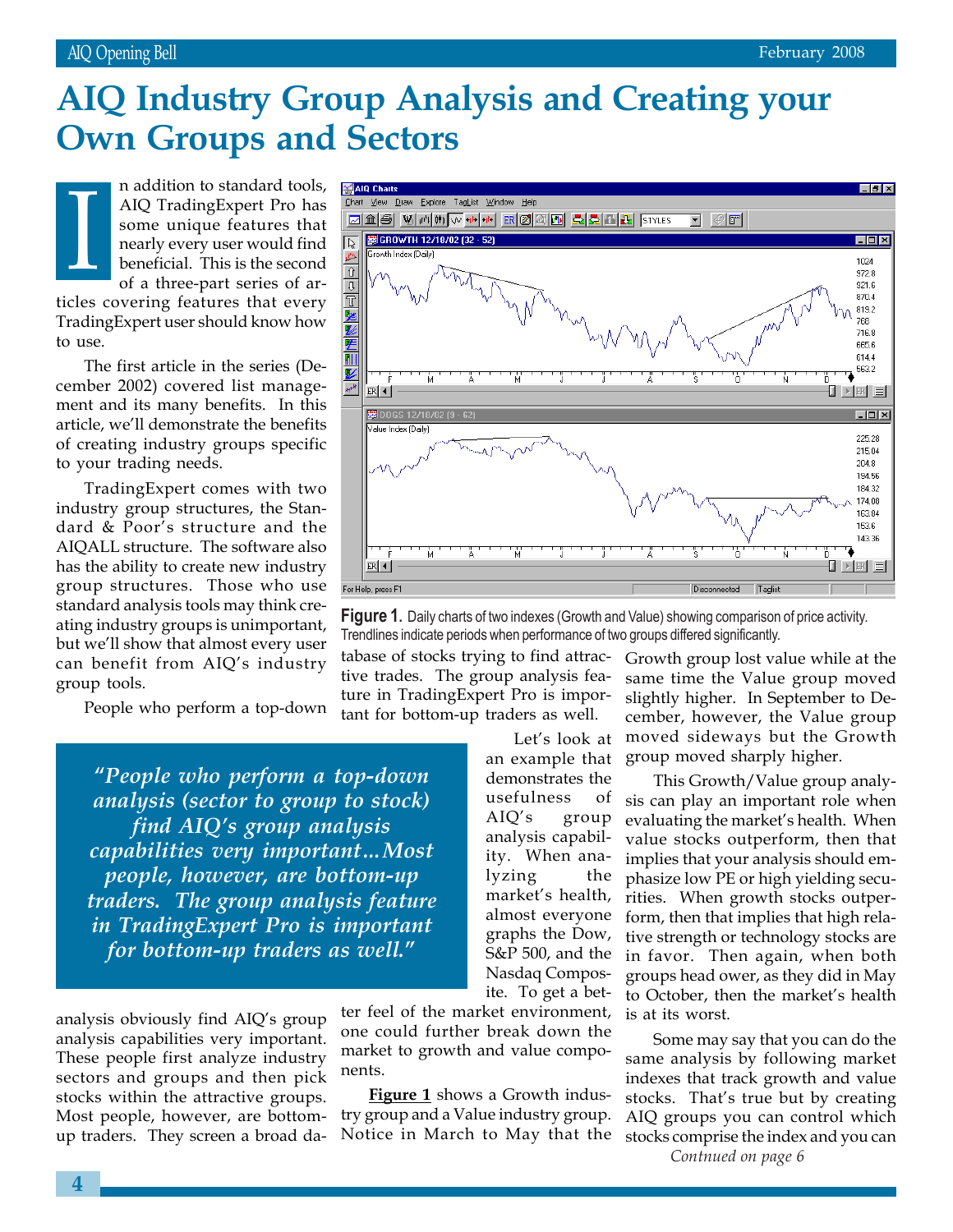# AIQ Industry Group Analysis and Creating your Own Groups and Sectors

In addition to standard tools, AIQ TradingExpert Pro has some unique features that nearly every user would find beneficial. This is the second of a three-part series of articles covering features that every TradingExpert user should know how to use.

The first article in the series (December 2002) covered list management and its many benefits. In this article, we'll demonstrate the benefits of creating industry groups specific to your trading needs.

TradingExpert comes with two industry group structures, the Standard & Poor's structure and the AIQALL structure. The software also has the ability to create new industry group structures. Those who use standard analysis tools may think creating industry groups is unimportant, but we'll show that almost every user can benefit from AIQ's industry group tools.

> *"People who perform a top-down analysis (sector to group to stock) find AIQ's group analysis capabilities very important…Most people, however, are bottom-up traders. The group analysis feature in TradingExpert Pro is important for bottom-up traders as well."*

People who perform a top-down analysis obviously find AIQ's group analysis capabilities very important. These people first analyze industry sectors and groups and then pick stocks within the attractive groups. Most people, however, are bottom-up traders. They screen a broad database of stocks trying to find attractive trades. The group analysis feature in TradingExpert Pro is important for bottom-up traders as well.

**Figure 1.** Daily charts of two indexes (Growth and Value) showing comparison of price activity. Trendlines indicate periods when performance of two groups differed significantly.

Let's look at an example that demonstrates the usefulness of AIQ's group analysis capability. When analyzing the market's health, almost everyone graphs the Dow, S&P 500, and the Nasdaq Composite. To get a better feel of the market environment, one could further break down the market to growth and value components.

**Figure 1** shows a Growth industry group and a Value industry group. Notice in March to May that the Growth group lost value while at the same time the Value group moved slightly higher. In September to December, however, the Value group moved sideways but the Growth group moved sharply higher.

This Growth/Value group analysis can play an important role when evaluating the market's health. When value stocks outperform, then that implies that your analysis should emphasize low PE or high yielding securities. When growth stocks outperform, then that implies that high relative strength or technology stocks are in favor. Then again, when both groups head ower, as they did in May to October, then the market's health is at its worst.

Some may say that you can do the same analysis by following market indexes that track growth and value stocks. That's true but by creating AIQ groups you can control which stocks comprise the index and you can

*Contnued on page 6*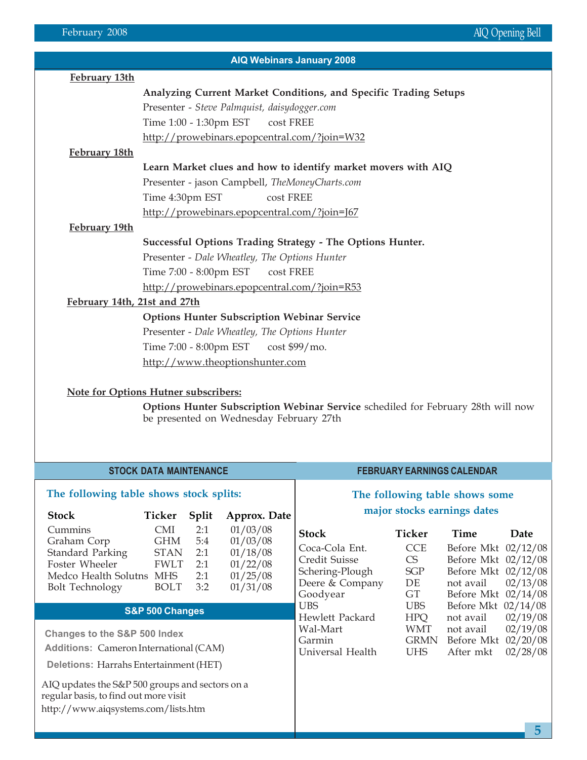## AIQ Webinars January 2008

**February 13th**

**Analyzing Current Market Conditions, and Specific Trading Setups**

Presenter - *Steve Palmquist, daisydogger.com*

Time 1:00 - 1:30pm EST cost FREE

http://prowebinars.epopcentral.com/?join=W32

**February 18th**

**Learn Market clues and how to identify market movers with AIQ**

Presenter - jason Campbell, *TheMoneyCharts.com*

Time 4:30pm EST cost FREE

http://prowebinars.epopcentral.com/?join=J67

**February 19th**

**Successful Options Trading Strategy - The Options Hunter.**

Presenter - *Dale Wheatley, The Options Hunter*

Time 7:00 - 8:00pm EST cost FREE

http://prowebinars.epopcentral.com/?join=R53

**February 14th, 21st and 27th**

**Options Hunter Subscription Webinar Service**

Presenter - *Dale Wheatley, The Options Hunter*

Time 7:00 - 8:00pm EST cost $99/mo.

http://www.theoptionshunter.com

**Note for Options Hutner subscribers:**

**Options Hunter Subscription Webinar Service** schediled for February 28th will now be presented on Wednesday February 27th

## STOCK DATA MAINTENANCE

### The following table shows stock splits:

| Stock | Ticker | Split | Approx. Date |
|---|---|---|---|
| Cummins | CMI | 2:1 | 01/03/08 |
| Graham Corp | GHM | 5:4 | 01/03/08 |
| Standard Parking | STAN | 2:1 | 01/18/08 |
| Foster Wheeler | FWLT | 2:1 | 01/22/08 |
| Medco Health Solutns | MHS | 2:1 | 01/25/08 |
| Bolt Technology | BOLT | 3:2 | 01/31/08 |

## S&P 500 Changes

**Changes to the S&P 500 Index**

**Additions:** Cameron International (CAM)

**Deletions:** Harrahs Entertainment (HET)

AIQ updates the S&P 500 groups and sectors on a regular basis, to find out more visit http://www.aiqsystems.com/lists.htm

## FEBRUARY EARNINGS CALENDAR

### The following table shows some major stocks earnings dates

| Stock | Ticker | Time | Date |
|---|---|---|---|
| Coca-Cola Ent. | CCE | Before Mkt | 02/12/08 |
| Credit Suisse | CS | Before Mkt | 02/12/08 |
| Schering-Plough | SGP | Before Mkt | 02/12/08 |
| Deere & Company | DE | not avail | 02/13/08 |
| Goodyear | GT | Before Mkt | 02/14/08 |
| UBS | UBS | Before Mkt | 02/14/08 |
| Hewlett Packard | HPQ | not avail | 02/19/08 |
| Wal-Mart | WMT | not avail | 02/19/08 |
| Garmin | GRMN | Before Mkt | 02/20/08 |
| Universal Health | UHS | After mkt | 02/28/08 |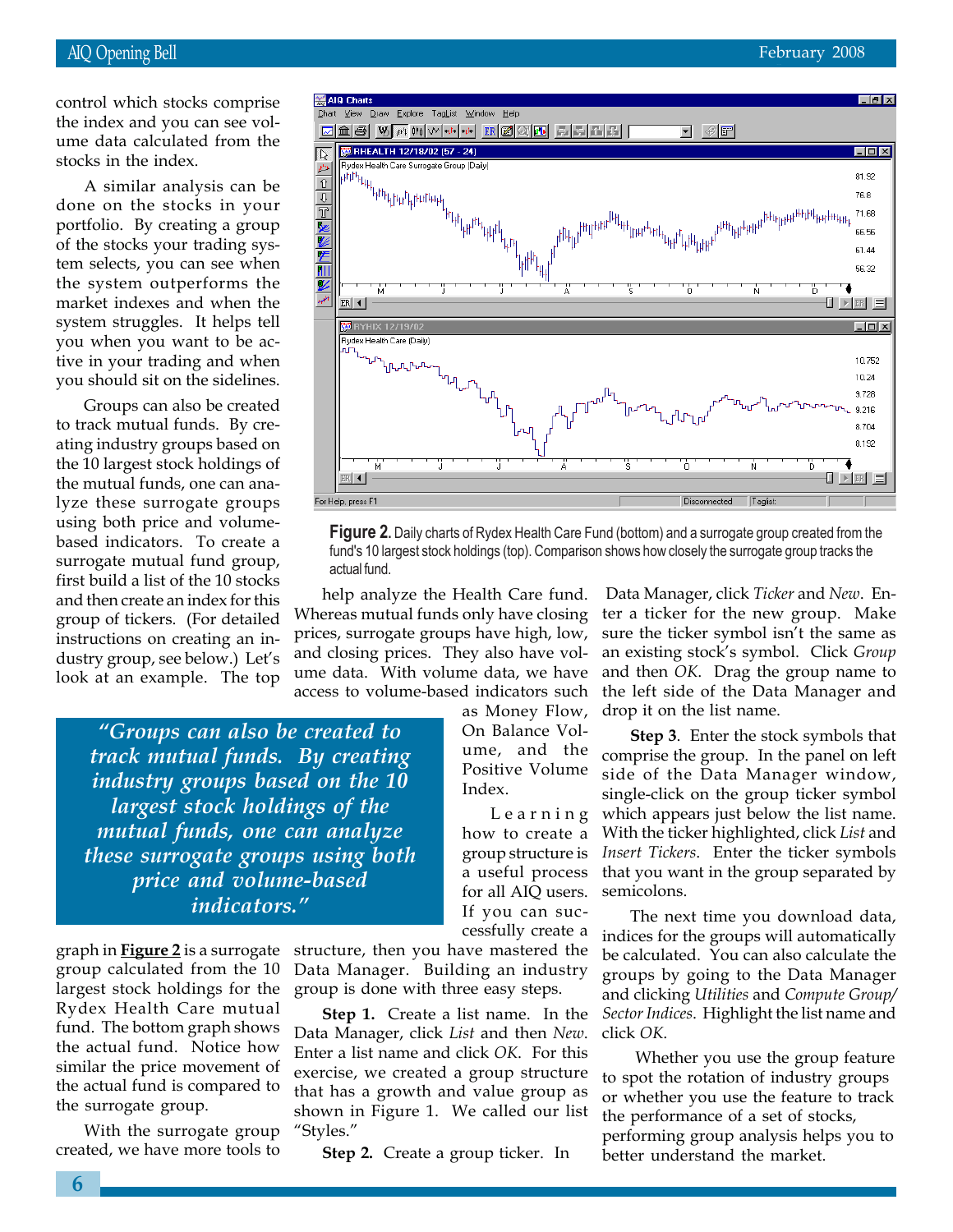control which stocks comprise the index and you can see volume data calculated from the stocks in the index.

A similar analysis can be done on the stocks in your portfolio. By creating a group of the stocks your trading system selects, you can see when the system outperforms the market indexes and when the system struggles. It helps tell you when you want to be active in your trading and when you should sit on the sidelines.

Groups can also be created to track mutual funds. By creating industry groups based on the 10 largest stock holdings of the mutual funds, one can analyze these surrogate groups using both price and volume-based indicators. To create a surrogate mutual fund group, first build a list of the 10 stocks and then create an index for this group of tickers. (For detailed instructions on creating an industry group, see below.) Let's look at an example. The top graph in **Figure 2** is a surrogate group calculated from the 10 largest stock holdings for the Rydex Health Care mutual fund. The bottom graph shows the actual fund. Notice how similar the price movement of the actual fund is compared to the surrogate group.

> *"Groups can also be created to track mutual funds. By creating industry groups based on the 10 largest stock holdings of the mutual funds, one can analyze these surrogate groups using both price and volume-based indicators."*

**Figure 2.** Daily charts of Rydex Health Care Fund (bottom) and a surrogate group created from the fund's 10 largest stock holdings (top). Comparison shows how closely the surrogate group tracks the actual fund.

With the surrogate group created, we have more tools to help analyze the Health Care fund. Whereas mutual funds only have closing prices, surrogate groups have high, low, and closing prices. They also have volume data. With volume data, we have access to volume-based indicators such as Money Flow, On Balance Volume, and the Positive Volume Index.

Learning how to create a group structure is a useful process for all AIQ users. If you can successfully create a structure, then you have mastered the Data Manager. Building an industry group is done with three easy steps.

**Step 1.** Create a list name. In the Data Manager, click *List* and then *New*. Enter a list name and click *OK*. For this exercise, we created a group structure that has a growth and value group as shown in Figure 1. We called our list "Styles."

**Step 2.** Create a group ticker. In Data Manager, click *Ticker* and *New*. Enter a ticker for the new group. Make sure the ticker symbol isn't the same as an existing stock's symbol. Click *Group* and then *OK*. Drag the group name to the left side of the Data Manager and drop it on the list name.

**Step 3**. Enter the stock symbols that comprise the group. In the panel on left side of the Data Manager window, single-click on the group ticker symbol which appears just below the list name. With the ticker highlighted, click *List* and *Insert Tickers*. Enter the ticker symbols that you want in the group separated by semicolons.

The next time you download data, indices for the groups will automatically be calculated. You can also calculate the groups by going to the Data Manager and clicking *Utilities* and *Compute Group/Sector Indices*. Highlight the list name and click *OK*.

Whether you use the group feature to spot the rotation of industry groups or whether you use the feature to track the performance of a set of stocks, performing group analysis helps you to better understand the market.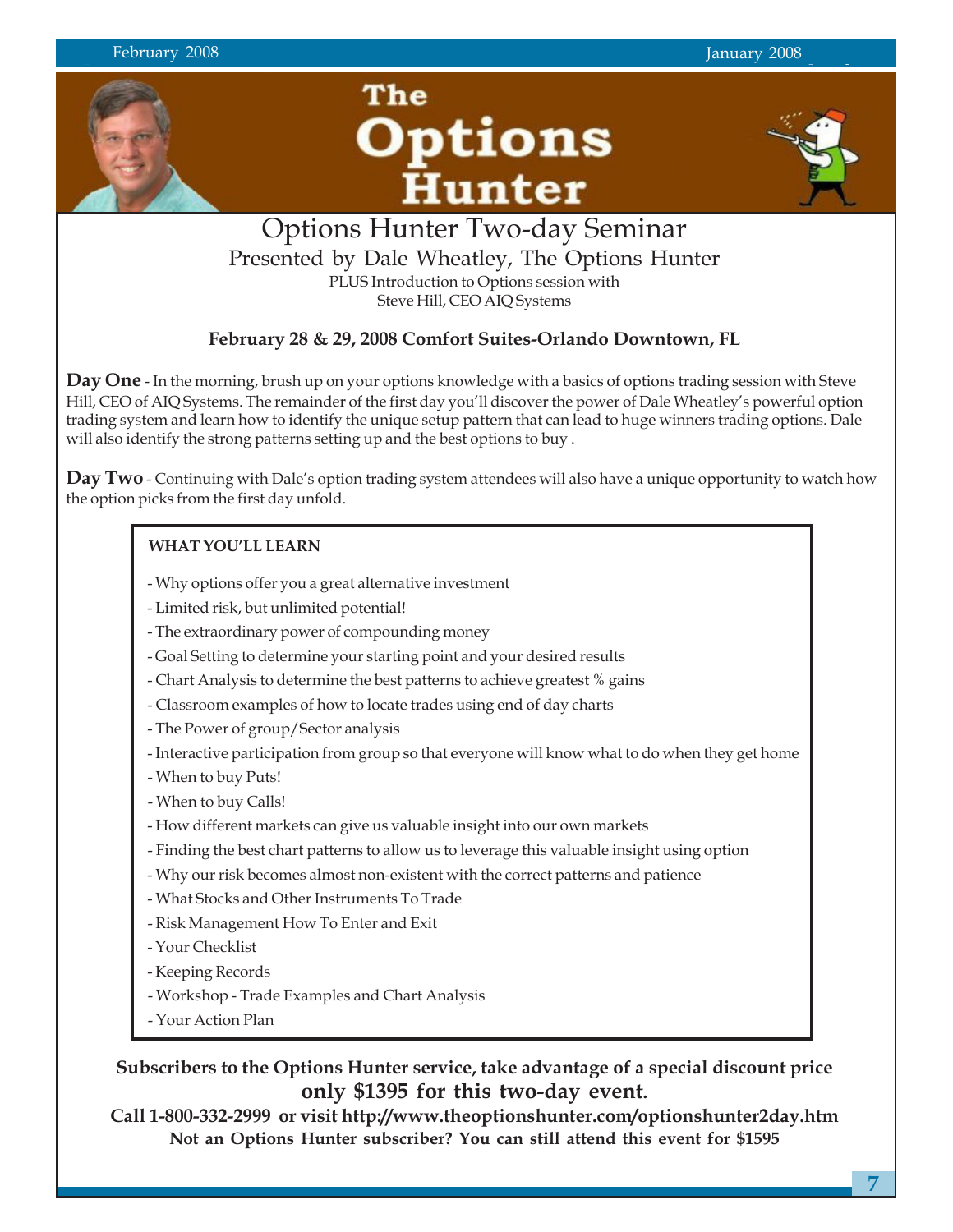# The Options Hunter

## Options Hunter Two-day Seminar

Presented by Dale Wheatley, The Options Hunter

PLUS Introduction to Options session with
Steve Hill, CEO AIQ Systems

**February 28 & 29, 2008 Comfort Suites-Orlando Downtown, FL**

**Day One** - In the morning, brush up on your options knowledge with a basics of options trading session with Steve Hill, CEO of AIQ Systems. The remainder of the first day you'll discover the power of Dale Wheatley's powerful option trading system and learn how to identify the unique setup pattern that can lead to huge winners trading options. Dale will also identify the strong patterns setting up and the best options to buy .

**Day Two** - Continuing with Dale's option trading system attendees will also have a unique opportunity to watch how the option picks from the first day unfold.

**WHAT YOU'LL LEARN**

- Why options offer you a great alternative investment
- Limited risk, but unlimited potential!
- The extraordinary power of compounding money
- Goal Setting to determine your starting point and your desired results
- Chart Analysis to determine the best patterns to achieve greatest % gains
- Classroom examples of how to locate trades using end of day charts
- The Power of group/Sector analysis
- Interactive participation from group so that everyone will know what to do when they get home
- When to buy Puts!
- When to buy Calls!
- How different markets can give us valuable insight into our own markets
- Finding the best chart patterns to allow us to leverage this valuable insight using option
- Why our risk becomes almost non-existent with the correct patterns and patience
- What Stocks and Other Instruments To Trade
- Risk Management How To Enter and Exit
- Your Checklist
- Keeping Records
- Workshop - Trade Examples and Chart Analysis
- Your Action Plan

**Subscribers to the Options Hunter service, take advantage of a special discount price only $1395 for this two-day event.**

**Call 1-800-332-2999 or visit http://www.theoptionshunter.com/optionshunter2day.htm**

**Not an Options Hunter subscriber? You can still attend this event for $1595**